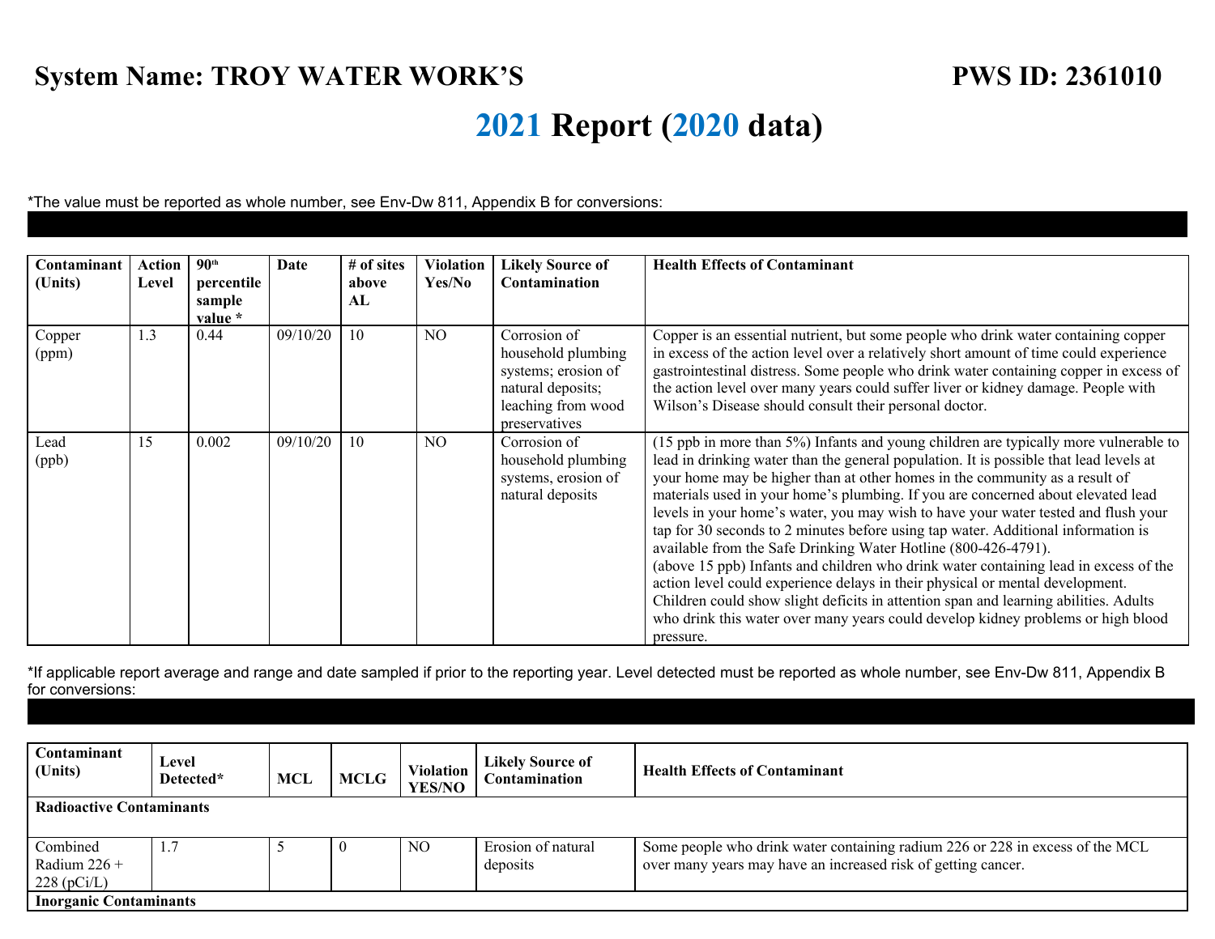**System Name: TROY WATER WORK'S** **PWS ID: 2361010**

# 2021 Report (2020 data)

*The value must be reported as whole number, see Env-Dw 811, Appendix B for conversions:

| Contaminant (Units) | Action Level | 90th percentile sample value * | Date | # of sites above AL | Violation Yes/No | Likely Source of Contamination | Health Effects of Contaminant |
|---|---|---|---|---|---|---|---|
| Copper (ppm) | 1.3 | 0.44 | 09/10/20 | 10 | NO | Corrosion of household plumbing systems; erosion of natural deposits; leaching from wood preservatives | Copper is an essential nutrient, but some people who drink water containing copper in excess of the action level over a relatively short amount of time could experience gastrointestinal distress. Some people who drink water containing copper in excess of the action level over many years could suffer liver or kidney damage. People with Wilson's Disease should consult their personal doctor. |
| Lead (ppb) | 15 | 0.002 | 09/10/20 | 10 | NO | Corrosion of household plumbing systems, erosion of natural deposits | (15 ppb in more than 5%) Infants and young children are typically more vulnerable to lead in drinking water than the general population. It is possible that lead levels at your home may be higher than at other homes in the community as a result of materials used in your home's plumbing. If you are concerned about elevated lead levels in your home's water, you may wish to have your water tested and flush your tap for 30 seconds to 2 minutes before using tap water. Additional information is available from the Safe Drinking Water Hotline (800-426-4791). (above 15 ppb) Infants and children who drink water containing lead in excess of the action level could experience delays in their physical or mental development. Children could show slight deficits in attention span and learning abilities. Adults who drink this water over many years could develop kidney problems or high blood pressure. |

*If applicable report average and range and date sampled if prior to the reporting year. Level detected must be reported as whole number, see Env-Dw 811, Appendix B for conversions:

| Contaminant (Units) | Level Detected* | MCL | MCLG | Violation YES/NO | Likely Source of Contamination | Health Effects of Contaminant |
|---|---|---|---|---|---|---|
| **Radioactive Contaminants** | | | | | | |
| Combined Radium 226 + 228 (pCi/L) | 1.7 | 5 | 0 | NO | Erosion of natural deposits | Some people who drink water containing radium 226 or 228 in excess of the MCL over many years may have an increased risk of getting cancer. |
| **Inorganic Contaminants** | | | | | | |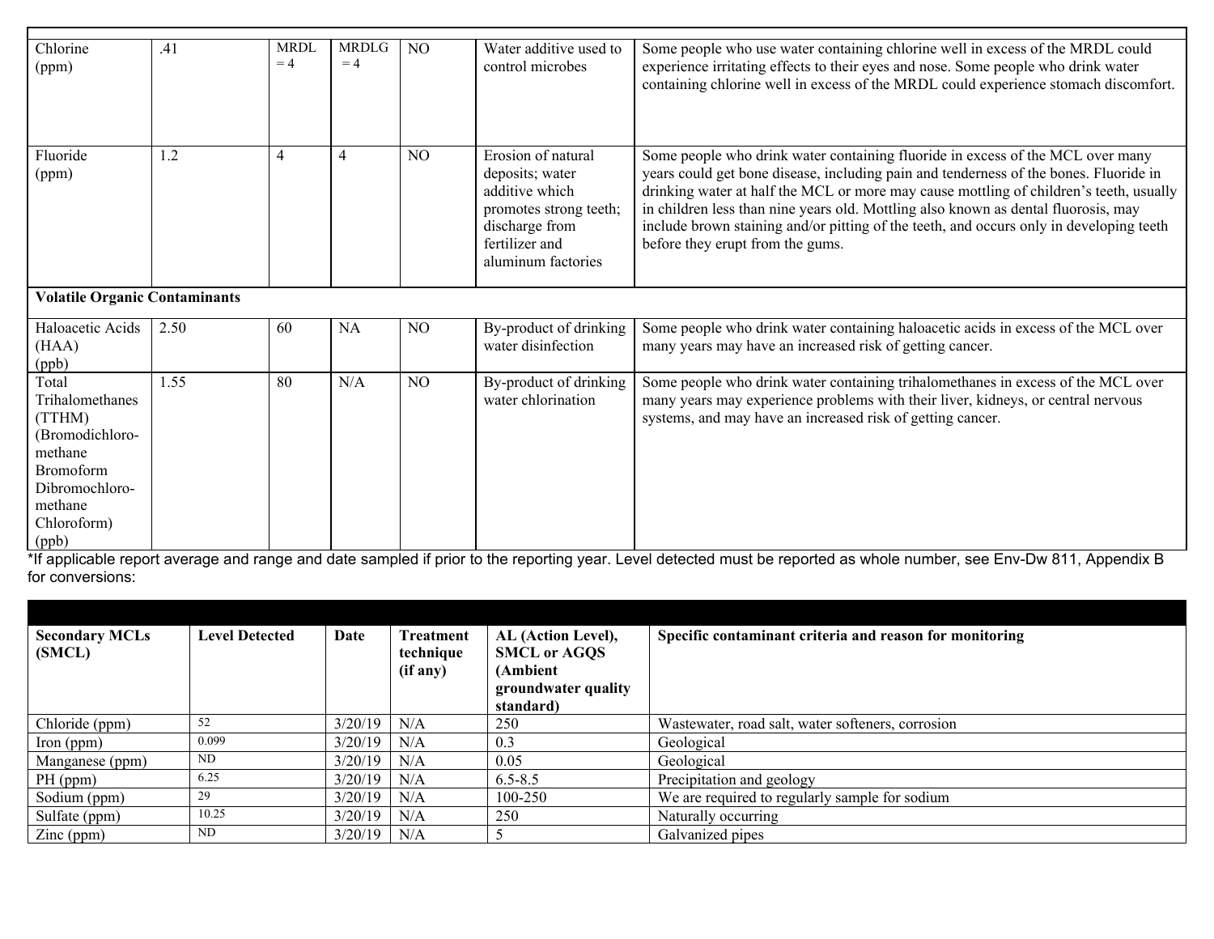| | | | | | | |
|---|---|---|---|---|---|---|
| Chlorine (ppm) | .41 | MRDL = 4 | MRDLG = 4 | NO | Water additive used to control microbes | Some people who use water containing chlorine well in excess of the MRDL could experience irritating effects to their eyes and nose. Some people who drink water containing chlorine well in excess of the MRDL could experience stomach discomfort. |
| Fluoride (ppm) | 1.2 | 4 | 4 | NO | Erosion of natural deposits; water additive which promotes strong teeth; discharge from fertilizer and aluminum factories | Some people who drink water containing fluoride in excess of the MCL over many years could get bone disease, including pain and tenderness of the bones. Fluoride in drinking water at half the MCL or more may cause mottling of children's teeth, usually in children less than nine years old. Mottling also known as dental fluorosis, may include brown staining and/or pitting of the teeth, and occurs only in developing teeth before they erupt from the gums. |
| **Volatile Organic Contaminants** | | | | | | |
| Haloacetic Acids (HAA) (ppb) | 2.50 | 60 | NA | NO | By-product of drinking water disinfection | Some people who drink water containing haloacetic acids in excess of the MCL over many years may have an increased risk of getting cancer. |
| Total Trihalomethanes (TTHM) (Bromodichloro-methane Bromoform Dibromochloro-methane Chloroform) (ppb) | 1.55 | 80 | N/A | NO | By-product of drinking water chlorination | Some people who drink water containing trihalomethanes in excess of the MCL over many years may experience problems with their liver, kidneys, or central nervous systems, and may have an increased risk of getting cancer. |

*If applicable report average and range and date sampled if prior to the reporting year. Level detected must be reported as whole number, see Env-Dw 811, Appendix B for conversions:

| Secondary MCLs (SMCL) | Level Detected | Date | Treatment technique (if any) | AL (Action Level), SMCL or AGQS (Ambient groundwater quality standard) | Specific contaminant criteria and reason for monitoring |
|---|---|---|---|---|---|
| Chloride (ppm) | 52 | 3/20/19 | N/A | 250 | Wastewater, road salt, water softeners, corrosion |
| Iron (ppm) | 0.099 | 3/20/19 | N/A | 0.3 | Geological |
| Manganese (ppm) | ND | 3/20/19 | N/A | 0.05 | Geological |
| PH (ppm) | 6.25 | 3/20/19 | N/A | 6.5-8.5 | Precipitation and geology |
| Sodium (ppm) | 29 | 3/20/19 | N/A | 100-250 | We are required to regularly sample for sodium |
| Sulfate (ppm) | 10.25 | 3/20/19 | N/A | 250 | Naturally occurring |
| Zinc (ppm) | ND | 3/20/19 | N/A | 5 | Galvanized pipes |